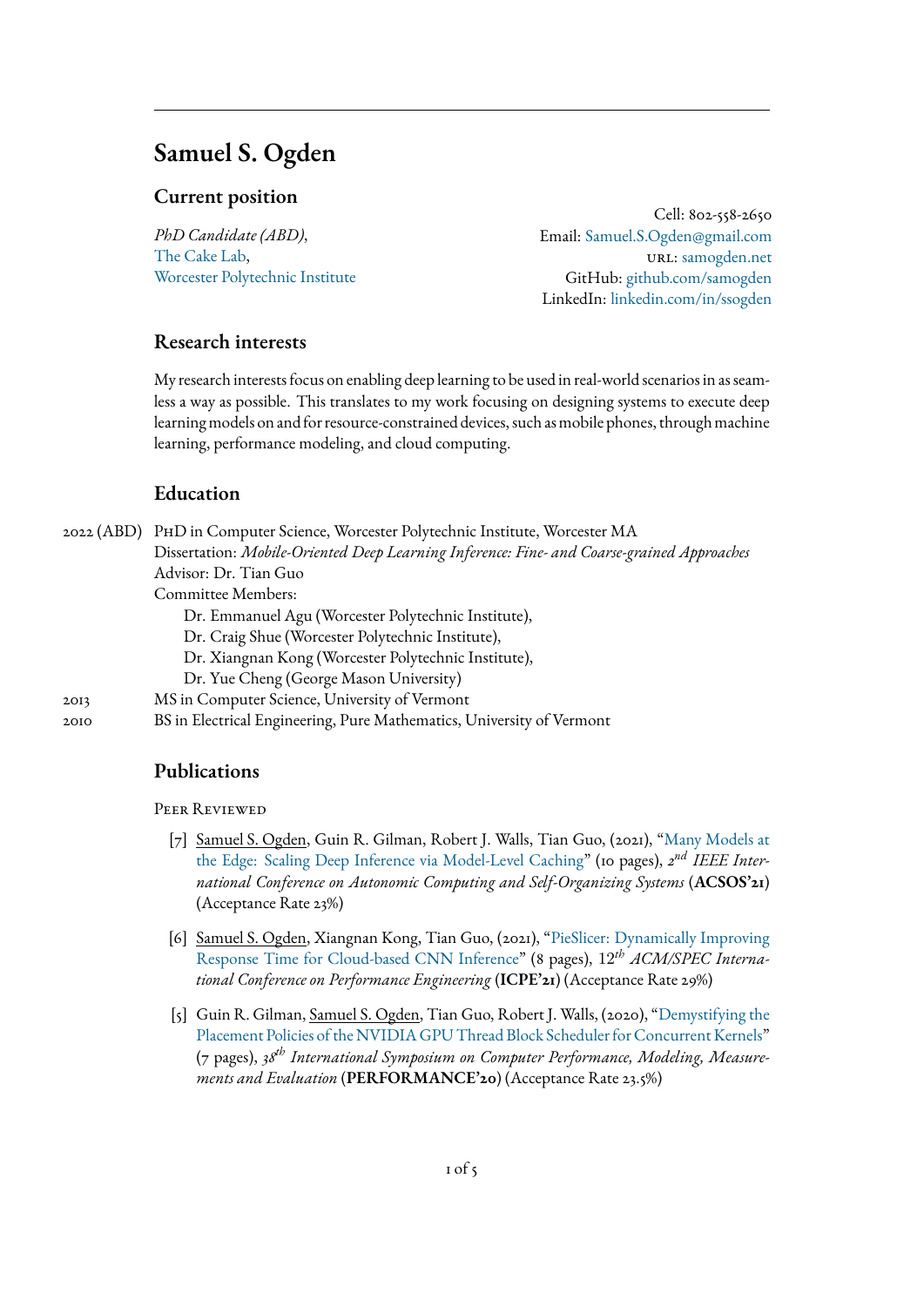# Samuel S. Ogden

## Current position

*PhD Candidate (ABD)*,
The Cake Lab,
Worcester Polytechnic Institute

Cell: 802-558-2650
Email: Samuel.S.Ogden@gmail.com
URL: samogden.net
GitHub: github.com/samogden
LinkedIn: linkedin.com/in/ssogden

## Research interests

My research interests focus on enabling deep learning to be used in real-world scenarios in as seamless a way as possible. This translates to my work focusing on designing systems to execute deep learning models on and for resource-constrained devices, such as mobile phones, through machine learning, performance modeling, and cloud computing.

## Education

2022 (ABD) PhD in Computer Science, Worcester Polytechnic Institute, Worcester MA
Dissertation: *Mobile-Oriented Deep Learning Inference: Fine- and Coarse-grained Approaches*
Advisor: Dr. Tian Guo
Committee Members:
- Dr. Emmanuel Agu (Worcester Polytechnic Institute),
- Dr. Craig Shue (Worcester Polytechnic Institute),
- Dr. Xiangnan Kong (Worcester Polytechnic Institute),
- Dr. Yue Cheng (George Mason University)

2013 MS in Computer Science, University of Vermont

2010 BS in Electrical Engineering, Pure Mathematics, University of Vermont

## Publications

Peer Reviewed

[7] Samuel S. Ogden, Guin R. Gilman, Robert J. Walls, Tian Guo, (2021), "Many Models at the Edge: Scaling Deep Inference via Model-Level Caching" (10 pages), $2^{nd}$ *IEEE International Conference on Autonomic Computing and Self-Organizing Systems* (**ACSOS'21**) (Acceptance Rate 23%)

[6] Samuel S. Ogden, Xiangnan Kong, Tian Guo, (2021), "PieSlicer: Dynamically Improving Response Time for Cloud-based CNN Inference" (8 pages), $12^{th}$ *ACM/SPEC International Conference on Performance Engineering* (**ICPE'21**) (Acceptance Rate 29%)

[5] Guin R. Gilman, Samuel S. Ogden, Tian Guo, Robert J. Walls, (2020), "Demystifying the Placement Policies of the NVIDIA GPU Thread Block Scheduler for Concurrent Kernels" (7 pages), $38^{th}$ *International Symposium on Computer Performance, Modeling, Measurements and Evaluation* (**PERFORMANCE'20**) (Acceptance Rate 23.5%)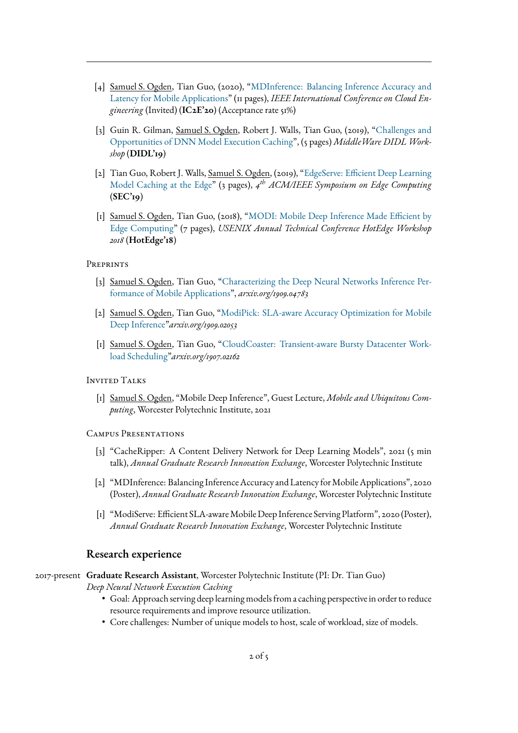[4] Samuel S. Ogden, Tian Guo, (2020), "MDInference: Balancing Inference Accuracy and Latency for Mobile Applications" (11 pages), *IEEE International Conference on Cloud Engineering* (Invited) (**IC2E'20**) (Acceptance rate 51%)

[3] Guin R. Gilman, Samuel S. Ogden, Robert J. Walls, Tian Guo, (2019), "Challenges and Opportunities of DNN Model Execution Caching", (5 pages) *MiddleWare DIDL Workshop* (**DIDL'19**)

[2] Tian Guo, Robert J. Walls, Samuel S. Ogden, (2019), "EdgeServe: Efficient Deep Learning Model Caching at the Edge" (3 pages), *4th ACM/IEEE Symposium on Edge Computing* (**SEC'19**)

[1] Samuel S. Ogden, Tian Guo, (2018), "MODI: Mobile Deep Inference Made Efficient by Edge Computing" (7 pages), *USENIX Annual Technical Conference HotEdge Workshop 2018* (**HotEdge'18**)

### Preprints

[3] Samuel S. Ogden, Tian Guo, "Characterizing the Deep Neural Networks Inference Performance of Mobile Applications", *arxiv.org/1909.04783*

[2] Samuel S. Ogden, Tian Guo, "ModiPick: SLA-aware Accuracy Optimization for Mobile Deep Inference"*arxiv.org/1909.02053*

[1] Samuel S. Ogden, Tian Guo, "CloudCoaster: Transient-aware Bursty Datacenter Workload Scheduling"*arxiv.org/1907.02162*

### Invited Talks

[1] Samuel S. Ogden, "Mobile Deep Inference", Guest Lecture, *Mobile and Ubiquitous Computing*, Worcester Polytechnic Institute, 2021

### Campus Presentations

[3] "CacheRipper: A Content Delivery Network for Deep Learning Models", 2021 (5 min talk), *Annual Graduate Research Innovation Exchange*, Worcester Polytechnic Institute

[2] "MDInference: Balancing Inference Accuracy and Latency for Mobile Applications", 2020 (Poster), *Annual Graduate Research Innovation Exchange*, Worcester Polytechnic Institute

[1] "ModiServe: Efficient SLA-aware Mobile Deep Inference Serving Platform", 2020 (Poster), *Annual Graduate Research Innovation Exchange*, Worcester Polytechnic Institute

## Research experience

2017-present **Graduate Research Assistant**, Worcester Polytechnic Institute (PI: Dr. Tian Guo)

*Deep Neural Network Execution Caching*

- Goal: Approach serving deep learning models from a caching perspective in order to reduce resource requirements and improve resource utilization.
- Core challenges: Number of unique models to host, scale of workload, size of models.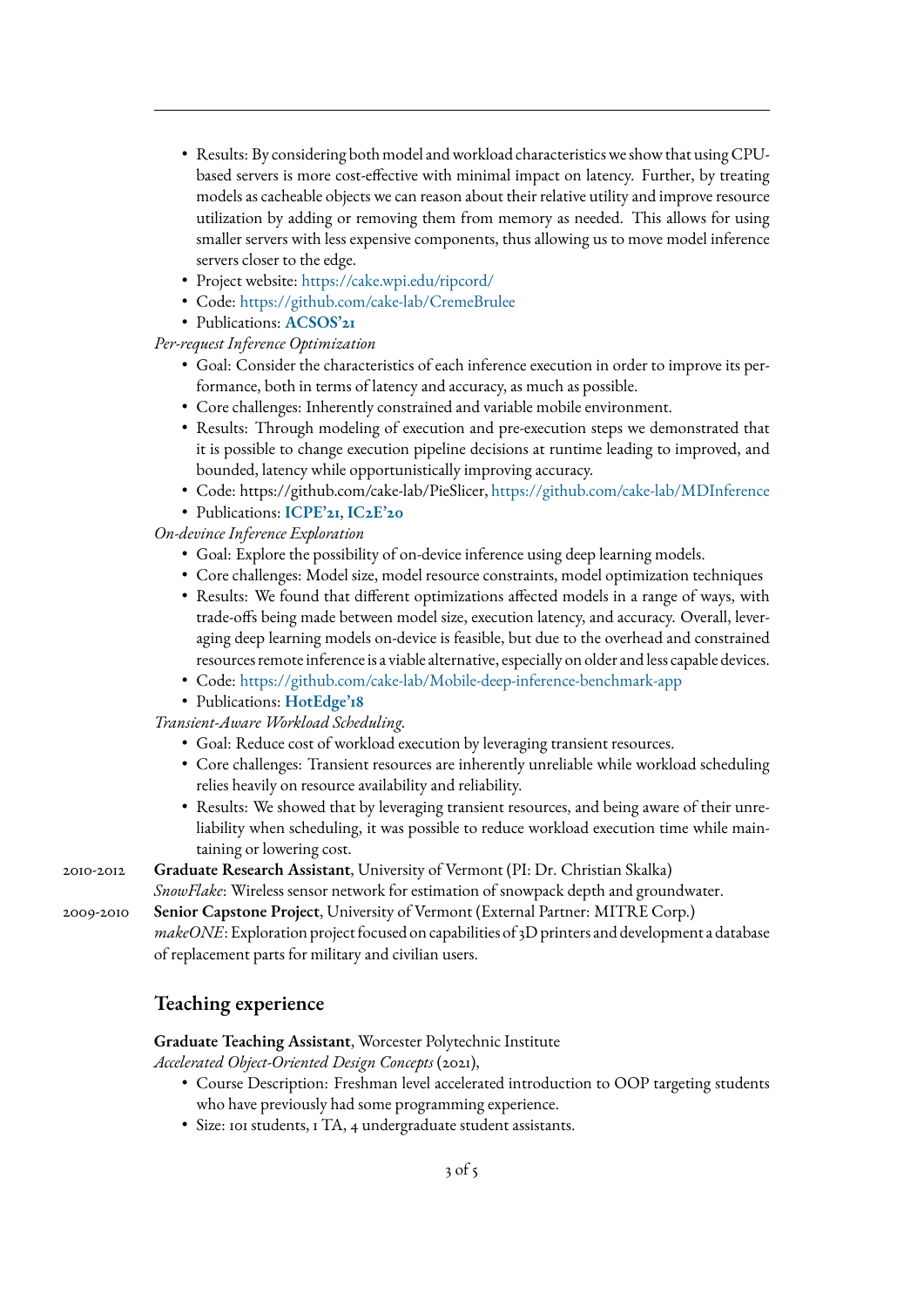- Results: By considering both model and workload characteristics we show that using CPU-based servers is more cost-effective with minimal impact on latency. Further, by treating models as cacheable objects we can reason about their relative utility and improve resource utilization by adding or removing them from memory as needed. This allows for using smaller servers with less expensive components, thus allowing us to move model inference servers closer to the edge.
- Project website: https://cake.wpi.edu/ripcord/
- Code: https://github.com/cake-lab/CremeBrulee
- Publications: **ACSOS'21**

*Per-request Inference Optimization*

- Goal: Consider the characteristics of each inference execution in order to improve its performance, both in terms of latency and accuracy, as much as possible.
- Core challenges: Inherently constrained and variable mobile environment.
- Results: Through modeling of execution and pre-execution steps we demonstrated that it is possible to change execution pipeline decisions at runtime leading to improved, and bounded, latency while opportunistically improving accuracy.
- Code: https://github.com/cake-lab/PieSlicer, https://github.com/cake-lab/MDInference
- Publications: **ICPE'21, IC2E'20**

*On-devince Inference Exploration*

- Goal: Explore the possibility of on-device inference using deep learning models.
- Core challenges: Model size, model resource constraints, model optimization techniques
- Results: We found that different optimizations affected models in a range of ways, with trade-offs being made between model size, execution latency, and accuracy. Overall, leveraging deep learning models on-device is feasible, but due to the overhead and constrained resources remote inference is a viable alternative, especially on older and less capable devices.
- Code: https://github.com/cake-lab/Mobile-deep-inference-benchmark-app
- Publications: **HotEdge'18**

*Transient-Aware Workload Scheduling.*

- Goal: Reduce cost of workload execution by leveraging transient resources.
- Core challenges: Transient resources are inherently unreliable while workload scheduling relies heavily on resource availability and reliability.
- Results: We showed that by leveraging transient resources, and being aware of their unreliability when scheduling, it was possible to reduce workload execution time while maintaining or lowering cost.

2010-2012 **Graduate Research Assistant**, University of Vermont (PI: Dr. Christian Skalka)
*SnowFlake*: Wireless sensor network for estimation of snowpack depth and groundwater.

2009-2010 **Senior Capstone Project**, University of Vermont (External Partner: MITRE Corp.)
*makeONE*: Exploration project focused on capabilities of 3D printers and development a database of replacement parts for military and civilian users.

## Teaching experience

**Graduate Teaching Assistant**, Worcester Polytechnic Institute
*Accelerated Object-Oriented Design Concepts* (2021),

- Course Description: Freshman level accelerated introduction to OOP targeting students who have previously had some programming experience.
- Size: 101 students, 1 TA, 4 undergraduate student assistants.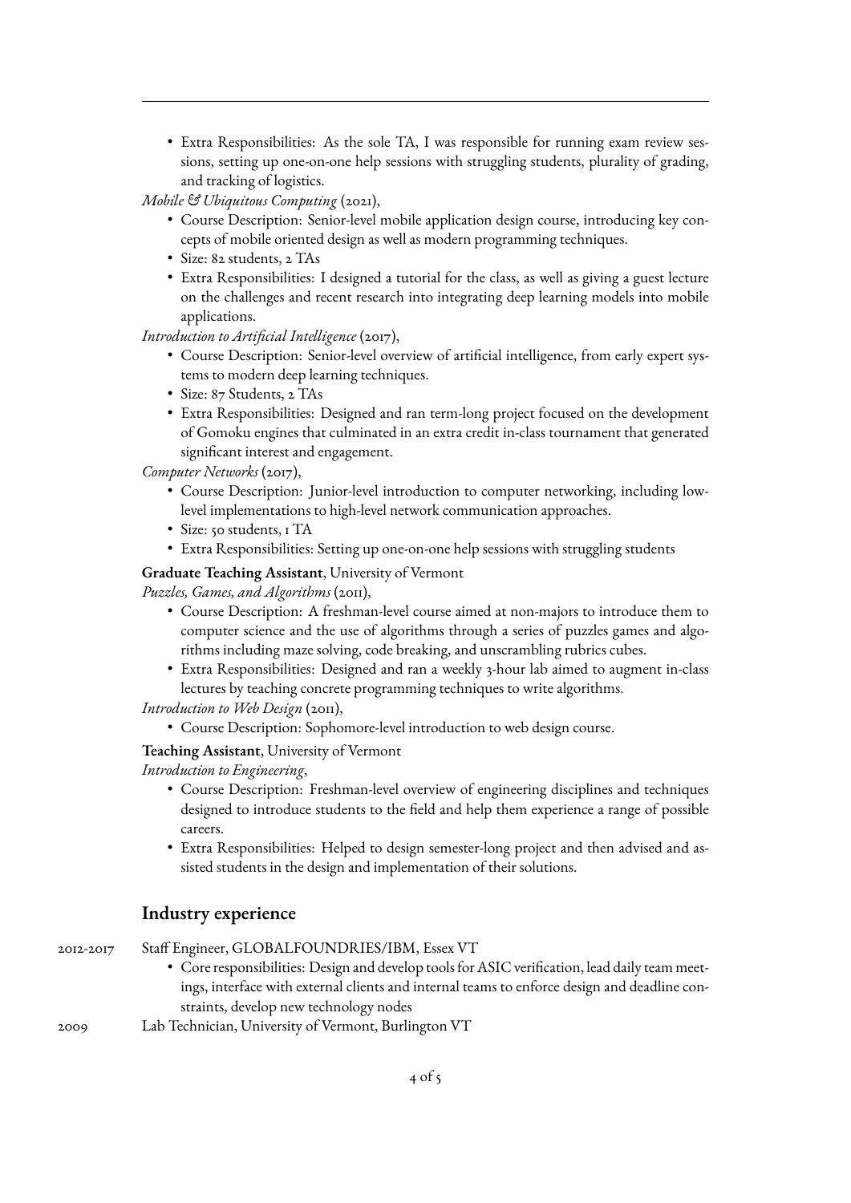- Extra Responsibilities: As the sole TA, I was responsible for running exam review sessions, setting up one-one help sessions with struggling students, plurality of grading, and tracking of logistics.

*Mobile & Ubiquitous Computing* (2021),

- Course Description: Senior-level mobile application design course, introducing key concepts of mobile oriented design as well as modern programming techniques.
- Size: 82 students, 2 TAs
- Extra Responsibilities: I designed a tutorial for the class, as well as giving a guest lecture on the challenges and recent research into integrating deep learning models into mobile applications.

*Introduction to Artificial Intelligence* (2017),

- Course Description: Senior-level overview of artificial intelligence, from early expert systems to modern deep learning techniques.
- Size: 87 Students, 2 TAs
- Extra Responsibilities: Designed and ran term-long project focused on the development of Gomoku engines that culminated in an extra credit in-class tournament that generated significant interest and engagement.

*Computer Networks* (2017),

- Course Description: Junior-level introduction to computer networking, including low-level implementations to high-level network communication approaches.
- Size: 50 students, 1 TA
- Extra Responsibilities: Setting up one-on-one help sessions with struggling students

**Graduate Teaching Assistant**, University of Vermont

*Puzzles, Games, and Algorithms* (2011),

- Course Description: A freshman-level course aimed at non-majors to introduce them to computer science and the use of algorithms through a series of puzzles games and algorithms including maze solving, code breaking, and unscrambling rubrics cubes.
- Extra Responsibilities: Designed and ran a weekly 3-hour lab aimed to augment in-class lectures by teaching concrete programming techniques to write algorithms.

*Introduction to Web Design* (2011),

- Course Description: Sophomore-level introduction to web design course.

**Teaching Assistant**, University of Vermont

*Introduction to Engineering*,

- Course Description: Freshman-level overview of engineering disciplines and techniques designed to introduce students to the field and help them experience a range of possible careers.
- Extra Responsibilities: Helped to design semester-long project and then advised and assisted students in the design and implementation of their solutions.

## Industry experience

2012-2017 Staff Engineer, GLOBALFOUNDRIES/IBM, Essex VT

- Core responsibilities: Design and develop tools for ASIC verification, lead daily team meetings, interface with external clients and internal teams to enforce design and deadline constraints, develop new technology nodes

2009 Lab Technician, University of Vermont, Burlington VT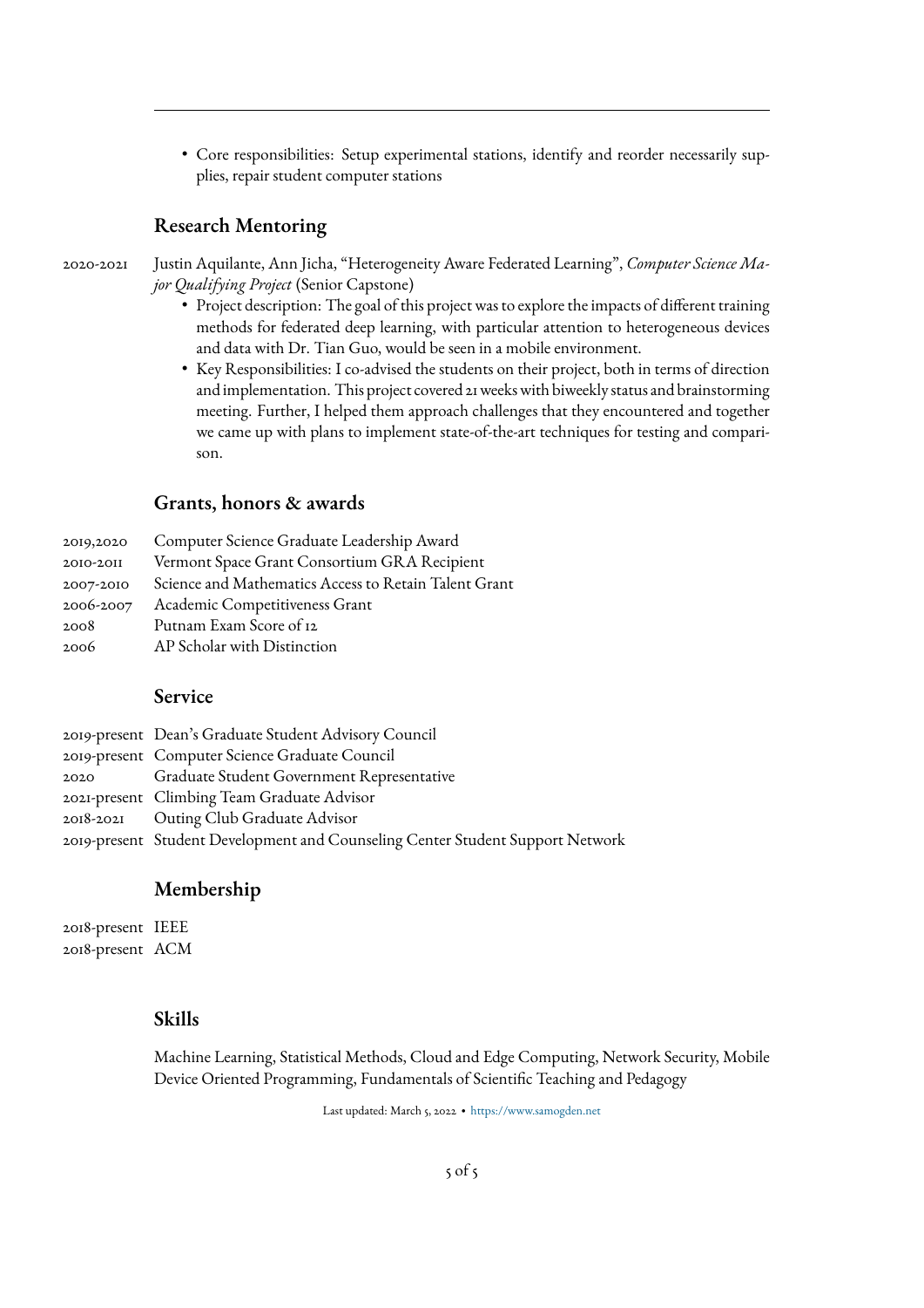- Core responsibilities: Setup experimental stations, identify and reorder necessarily supplies, repair student computer stations

## Research Mentoring

2020-2021 Justin Aquilante, Ann Jicha, "Heterogeneity Aware Federated Learning", *Computer Science Major Qualifying Project* (Senior Capstone)

- Project description: The goal of this project was to explore the impacts of different training methods for federated deep learning, with particular attention to heterogeneous devices and data with Dr. Tian Guo, would be seen in a mobile environment.
- Key Responsibilities: I co-advised the students on their project, both in terms of direction and implementation. This project covered 21 weeks with biweekly status and brainstorming meeting. Further, I helped them approach challenges that they encountered and together we came up with plans to implement state-of-the-art techniques for testing and comparison.

## Grants, honors & awards

| | |
|---|---|
| 2019,2020 | Computer Science Graduate Leadership Award |
| 2010-2011 | Vermont Space Grant Consortium GRA Recipient |
| 2007-2010 | Science and Mathematics Access to Retain Talent Grant |
| 2006-2007 | Academic Competitiveness Grant |
| 2008 | Putnam Exam Score of 12 |
| 2006 | AP Scholar with Distinction |

## Service

| | |
|---|---|
| 2019-present | Dean's Graduate Student Advisory Council |
| 2019-present | Computer Science Graduate Council |
| 2020 | Graduate Student Government Representative |
| 2021-present | Climbing Team Graduate Advisor |
| 2018-2021 | Outing Club Graduate Advisor |
| 2019-present | Student Development and Counseling Center Student Support Network |

## Membership

| | |
|---|---|
| 2018-present | IEEE |
| 2018-present | ACM |

## Skills

Machine Learning, Statistical Methods, Cloud and Edge Computing, Network Security, Mobile Device Oriented Programming, Fundamentals of Scientific Teaching and Pedagogy

Last updated: March 5, 2022 • https://www.samogden.net